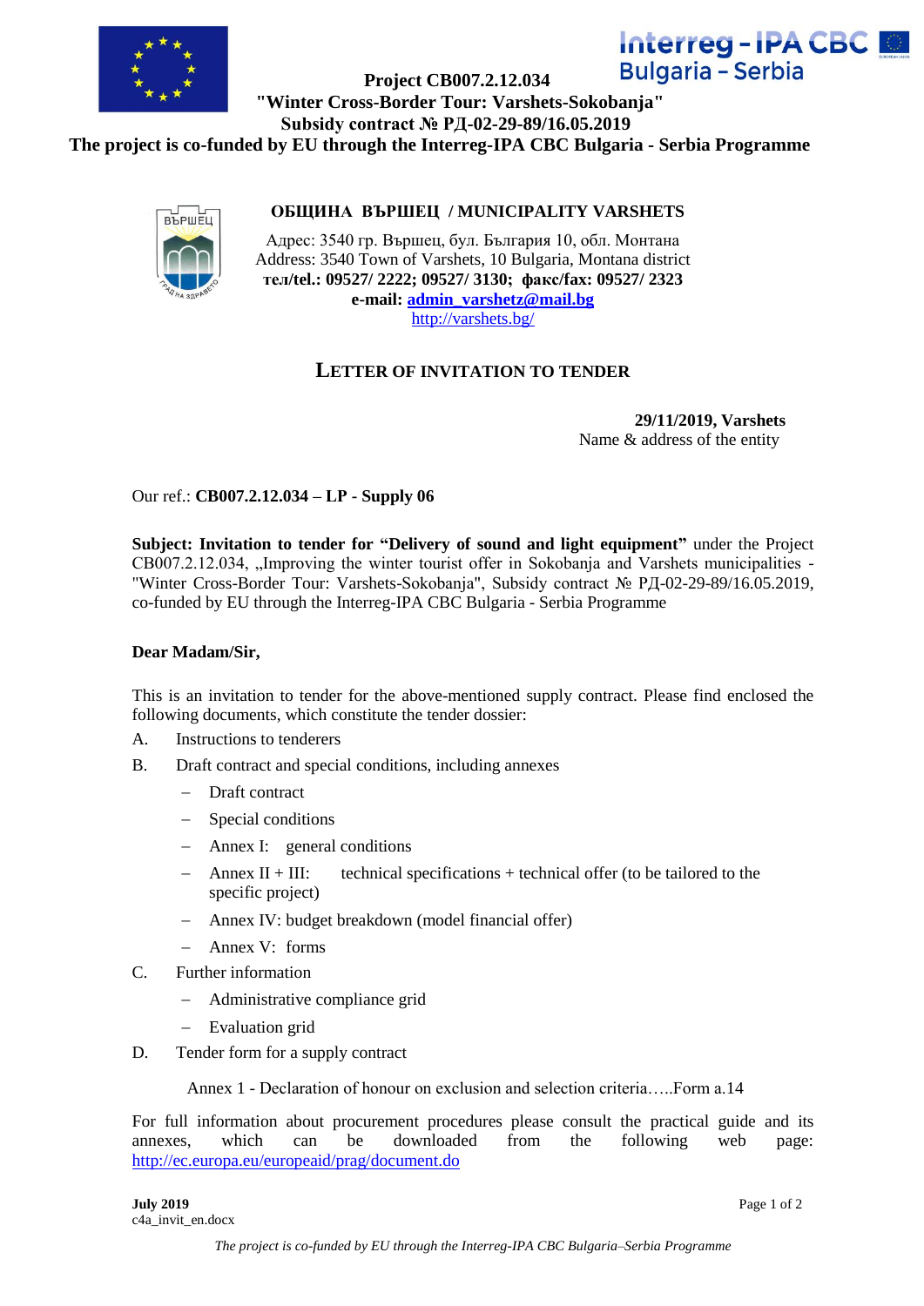**Project CB007.2.12.034**
**"Winter Cross-Border Tour: Varshets-Sokobanja"**
**Subsidy contract № РД-02-29-89/16.05.2019**
**The project is co-funded by EU through the Interreg-IPA CBC Bulgaria - Serbia Programme**

**ОБЩИНА ВЪРШЕЦ / MUNICIPALITY VARSHETS**

Адрес: 3540 гр. Вършец, бул. България 10, обл. Монтана
Address: 3540 Town of Varshets, 10 Bulgaria, Montana district
**тел/tel.: 09527/ 2222; 09527/ 3130; факс/fax: 09527/ 2323**
**e-mail: admin_varshetz@mail.bg**
http://varshets.bg/

# LETTER OF INVITATION TO TENDER

**29/11/2019, Varshets**
Name & address of the entity

Our ref.: **CB007.2.12.034 – LP - Supply 06**

**Subject: Invitation to tender for "Delivery of sound and light equipment"** under the Project CB007.2.12.034, „Improving the winter tourist offer in Sokobanja and Varshets municipalities - "Winter Cross-Border Tour: Varshets-Sokobanja", Subsidy contract № РД-02-29-89/16.05.2019, co-funded by EU through the Interreg-IPA CBC Bulgaria - Serbia Programme

**Dear Madam/Sir,**

This is an invitation to tender for the above-mentioned supply contract. Please find enclosed the following documents, which constitute the tender dossier:

A. Instructions to tenderers

B. Draft contract and special conditions, including annexes
   - Draft Contract
   - Special conditions
   - Annex I: general conditions
   - Annex II + III: technical specifications + technical offer (to be tailored to the specific project)
   - Annex IV: budget breakdown (model financial offer)
   - Annex V: forms

C. Further information
   - Administrative compliance grid
   - Evaluation grid

D. Tender form for a supply contract

Annex 1 - Declaration of honour on exclusion and selection criteria…..Form a.14

For full information about procurement procedures please consult the practical guide and its annexes, which can be downloaded from the following web page: http://ec.europa.eu/europeaid/prag/document.do

**July 2019**
c4a_invit_en.docx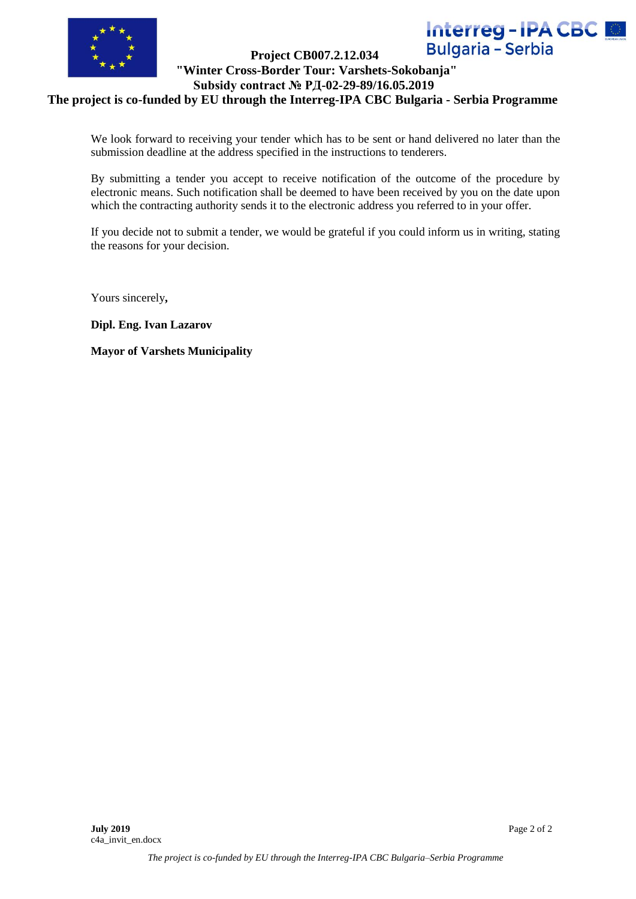We look forward to receiving your tender which has to be sent or hand delivered no later than the submission deadline at the address specified in the instructions to tenderers.

By submitting a tender you accept to receive notification of the outcome of the procedure by electronic means. Such notification shall be deemed to have been received by you on the date upon which the contracting authority sends it to the electronic address you referred to in your offer.

If you decide not to submit a tender, we would be grateful if you could inform us in writing, stating the reasons for your decision.

Yours sincerely**,**

**Dipl. Eng. Ivan Lazarov**

**Mayor of Varshets Municipality**

**July 2019**
c4a_invit_en.docx